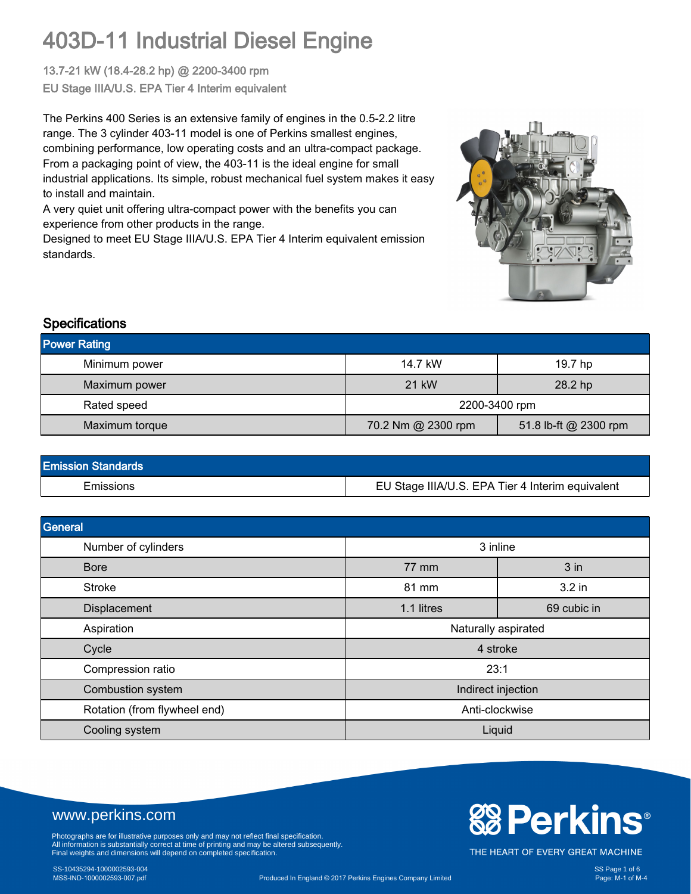# 403D-11 Industrial Diesel Engine

13.7-21 kW (18.4-28.2 hp) @ 2200-3400 rpm

EU Stage IIIA/U.S. EPA Tier 4 Interim equivalent

The Perkins 400 Series is an extensive family of engines in the 0.5-2.2 litre range. The 3 cylinder 403-11 model is one of Perkins smallest engines, combining performance, low operating costs and an ultra-compact package. From a packaging point of view, the 403-11 is the ideal engine for small industrial applications. Its simple, robust mechanical fuel system makes it easy to install and maintain.

A very quiet unit offering ultra-compact power with the benefits you can experience from other products in the range.

Designed to meet EU Stage IIIA/U.S. EPA Tier 4 Interim equivalent emission standards.

## Specifications

| Power Rating | | |
|---|---|---|
| Minimum power | 14.7 kW | 19.7 hp |
| Maximum power | 21 kW | 28.2 hp |
| Rated speed | 2200-3400 rpm | |
| Maximum torque | 70.2 Nm @ 2300 rpm | 51.8 lb-ft @ 2300 rpm |

| Emission Standards | |
|---|---|
| Emissions | EU Stage IIIA/U.S. EPA Tier 4 Interim equivalent |

| General | | |
|---|---|---|
| Number of cylinders | 3 inline | |
| Bore | 77 mm | 3 in |
| Stroke | 81 mm | 3.2 in |
| Displacement | 1.1 litres | 69 cubic in |
| Aspiration | Naturally aspirated | |
| Cycle | 4 stroke | |
| Compression ratio | 23:1 | |
| Combustion system | Indirect injection | |
| Rotation (from flywheel end) | Anti-clockwise | |
| Cooling system | Liquid | |

www.perkins.com

Photographs are for illustrative purposes only and may not reflect final specification.
All information is substantially correct at time of printing and may be altered subsequently.
Final weights and dimensions will depend on completed specification.

Perkins®
THE HEART OF EVERY GREAT MACHINE

SS-10435294-1000002593-004
MSS-IND-1000002593-007.pdf

Produced In England © 2017 Perkins Engines Company Limited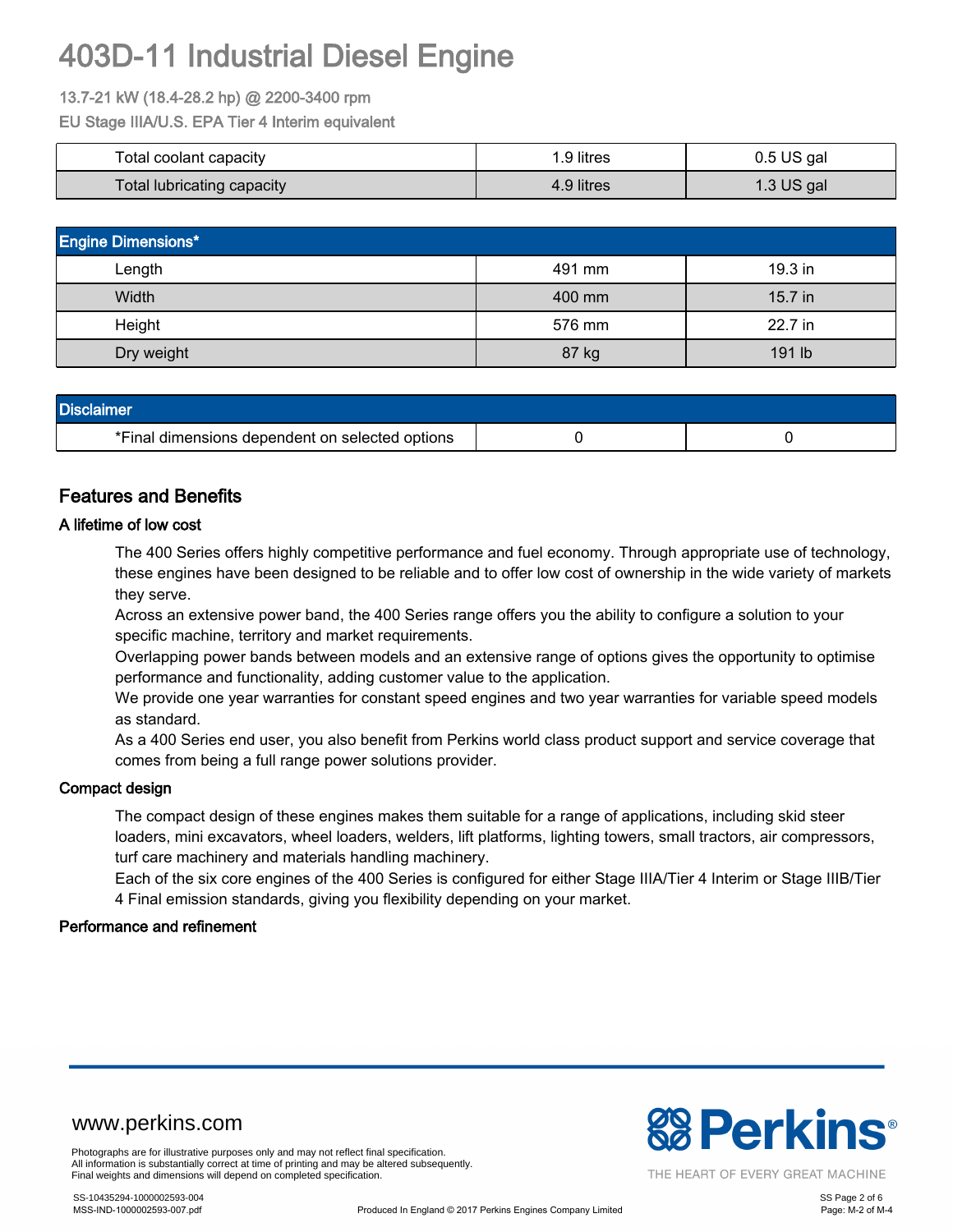# 403D-11 Industrial Diesel Engine

13.7-21 kW (18.4-28.2 hp) @ 2200-3400 rpm

EU Stage IIIA/U.S. EPA Tier 4 Interim equivalent

| | | |
|---|---|---|
| Total coolant capacity | 1.9 litres | 0.5 US gal |
| Total lubricating capacity | 4.9 litres | 1.3 US gal |

| Engine Dimensions* | | |
|---|---|---|
| Length | 491 mm | 19.3 in |
| Width | 400 mm | 15.7 in |
| Height | 576 mm | 22.7 in |
| Dry weight | 87 kg | 191 lb |

| Disclaimer | | |
|---|---|---|
| *Final dimensions dependent on selected options | 0 | 0 |

## Features and Benefits

### A lifetime of low cost

The 400 Series offers highly competitive performance and fuel economy. Through appropriate use of technology, these engines have been designed to be reliable and to offer low cost of ownership in the wide variety of markets they serve.

Across an extensive power band, the 400 Series range offers you the ability to configure a solution to your specific machine, territory and market requirements.

Overlapping power bands between models and an extensive range of options gives the opportunity to optimise performance and functionality, adding customer value to the application.

We provide one year warranties for constant speed engines and two year warranties for variable speed models as standard.

As a 400 Series end user, you also benefit from Perkins world class product support and service coverage that comes from being a full range power solutions provider.

### Compact design

The compact design of these engines makes them suitable for a range of applications, including skid steer loaders, mini excavators, wheel loaders, welders, lift platforms, lighting towers, small tractors, air compressors, turf care machinery and materials handling machinery.

Each of the six core engines of the 400 Series is configured for either Stage IIIA/Tier 4 Interim or Stage IIIB/Tier 4 Final emission standards, giving you flexibility depending on your market.

### Performance and refinement

www.perkins.com

Photographs are for illustrative purposes only and may not reflect final specification.
All information is substantially correct at time of printing and may be altered subsequently.
Final weights and dimensions will depend on completed specification.

Perkins® THE HEART OF EVERY GREAT MACHINE

SS-10435294-1000002593-004
MSS-IND-1000002593-007.pdf

Produced In England © 2017 Perkins Engines Company Limited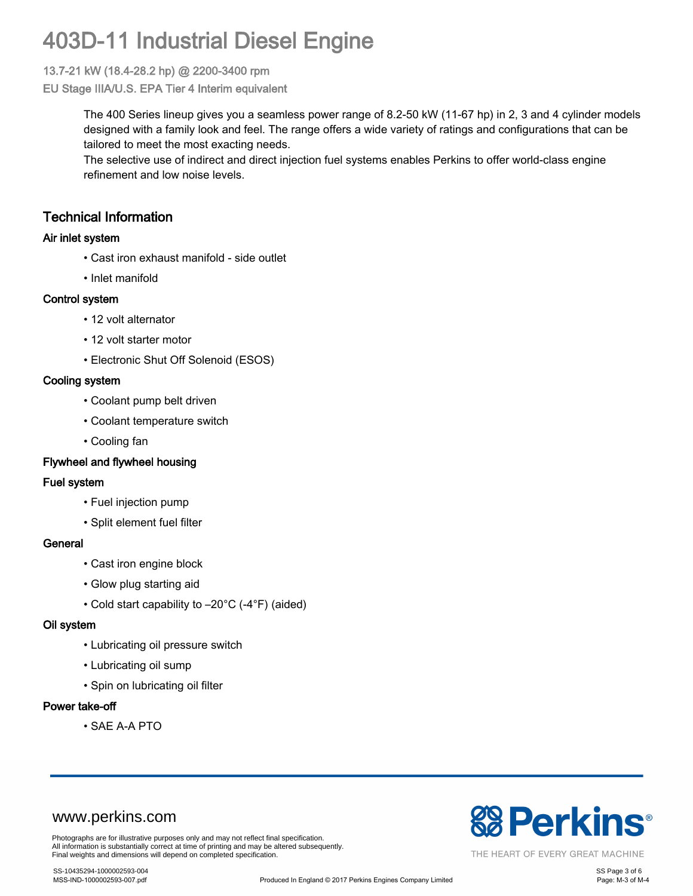# 403D-11 Industrial Diesel Engine

13.7-21 kW (18.4-28.2 hp) @ 2200-3400 rpm

EU Stage IIIA/U.S. EPA Tier 4 Interim equivalent

The 400 Series lineup gives you a seamless power range of 8.2-50 kW (11-67 hp) in 2, 3 and 4 cylinder models designed with a family look and feel. The range offers a wide variety of ratings and configurations that can be tailored to meet the most exacting needs.

The selective use of indirect and direct injection fuel systems enables Perkins to offer world-class engine refinement and low noise levels.

## Technical Information

### Air inlet system

- Cast iron exhaust manifold - side outlet
- Inlet manifold

### Control system

- 12 volt alternator
- 12 volt starter motor
- Electronic Shut Off Solenoid (ESOS)

### Cooling system

- Coolant pump belt driven
- Coolant temperature switch
- Cooling fan

### Flywheel and flywheel housing

### Fuel system

- Fuel injection pump
- Split element fuel filter

### General

- Cast iron engine block
- Glow plug starting aid
- Cold start capability to –20°C (-4°F) (aided)

### Oil system

- Lubricating oil pressure switch
- Lubricating oil sump
- Spin on lubricating oil filter

### Power take-off

- SAE A-A PTO

www.perkins.com

Photographs are for illustrative purposes only and may not reflect final specification.
All information is substantially correct at time of printing and may be altered subsequently.
Final weights and dimensions will depend on completed specification.

Perkins® THE HEART OF EVERY GREAT MACHINE

SS-10435294-1000002593-004
MSS-IND-1000002593-007.pdf

Produced In England © 2017 Perkins Engines Company Limited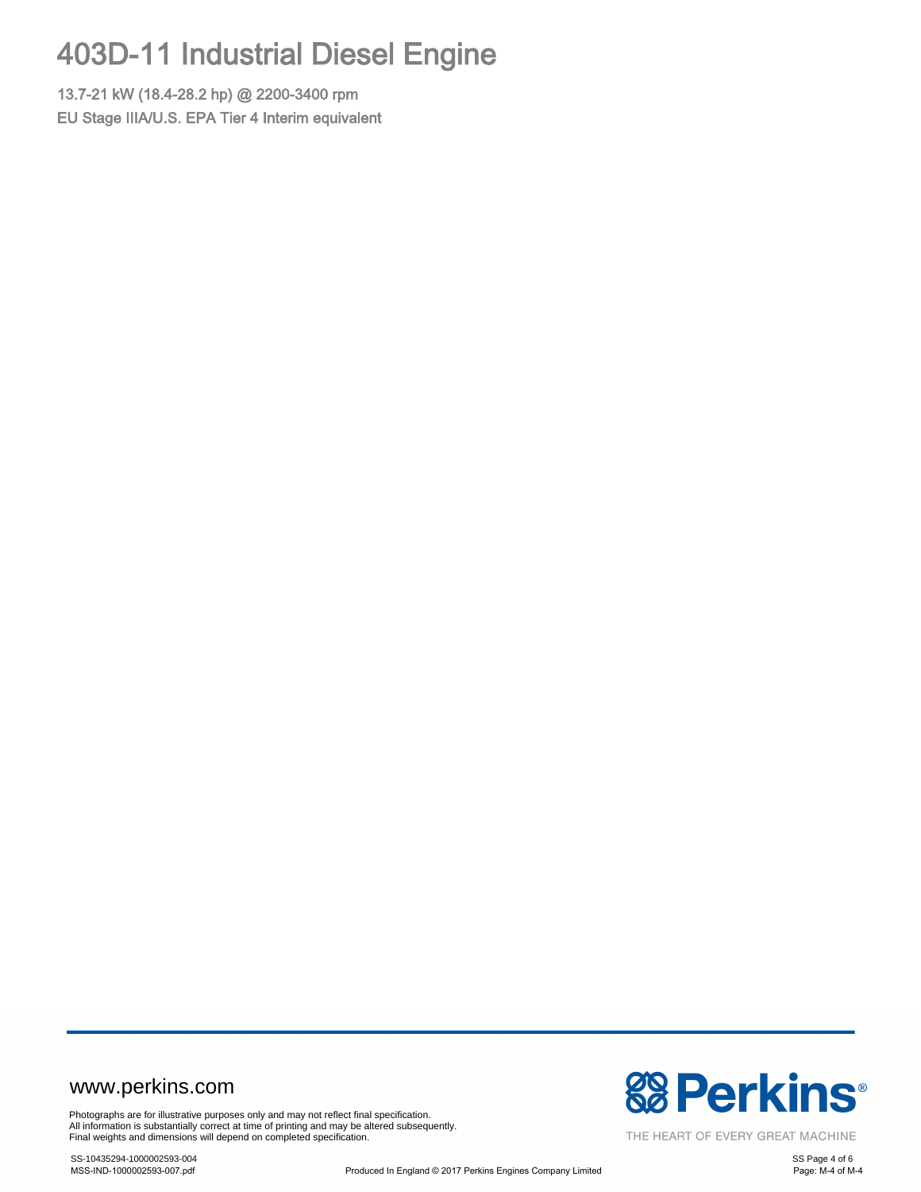# 403D-11 Industrial Diesel Engine

13.7-21 kW (18.4-28.2 hp) @ 2200-3400 rpm

EU Stage IIIA/U.S. EPA Tier 4 Interim equivalent

www.perkins.com

Photographs are for illustrative purposes only and may not reflect final specification.
All information is substantially correct at time of printing and may be altered subsequently.
Final weights and dimensions will depend on completed specification.

Perkins®

THE HEART OF EVERY GREAT MACHINE

SS-10435294-1000002593-004
MSS-IND-1000002593-007.pdf

Produced In England © 2017 Perkins Engines Company Limited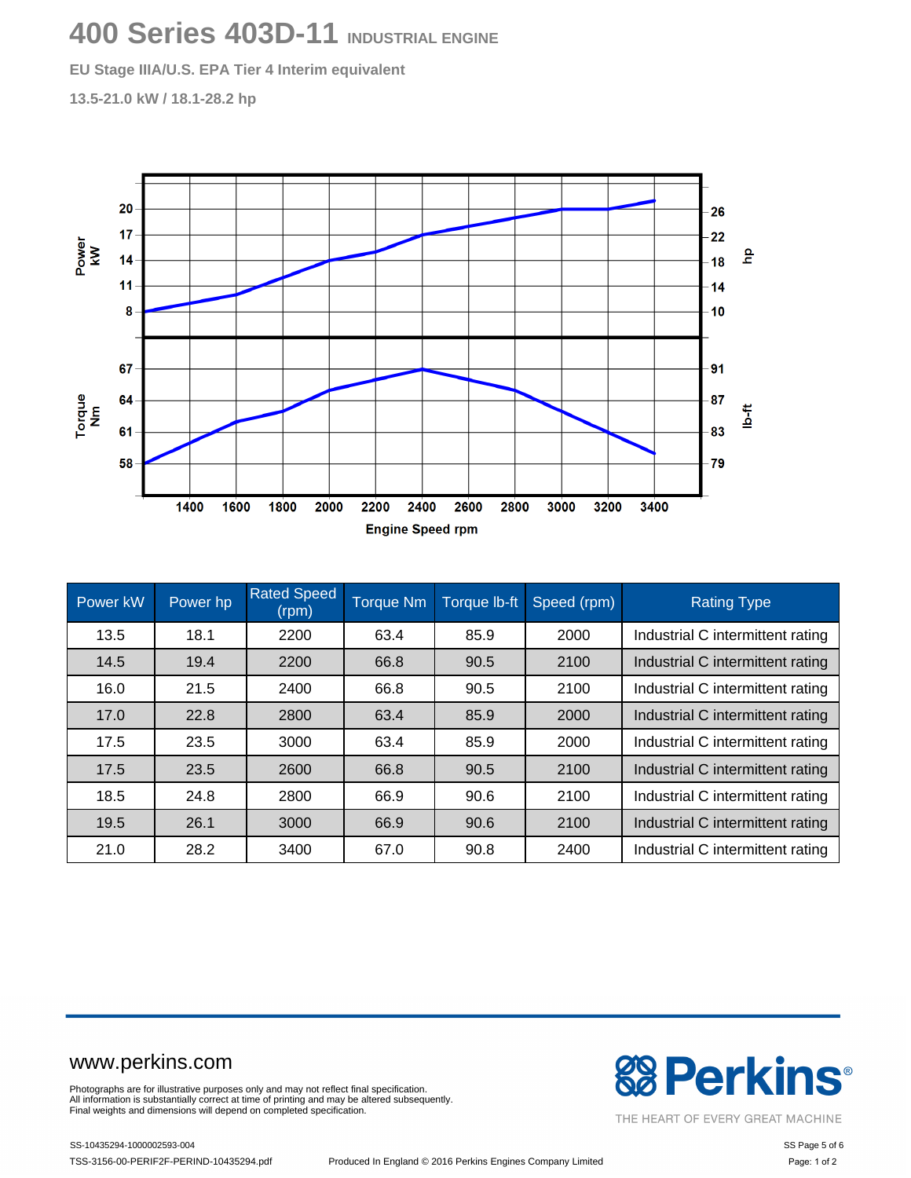# 400 Series 403D-11 INDUSTRIAL ENGINE

**EU Stage IIIA/U.S. EPA Tier 4 Interim equivalent**

**13.5-21.0 kW / 18.1-28.2 hp**

| Power kW | Power hp | Rated Speed (rpm) | Torque Nm | Torque lb-ft | Speed (rpm) | Rating Type |
|---|---|---|---|---|---|---|
| 13.5 | 18.1 | 2200 | 63.4 | 85.9 | 2000 | Industrial C intermittent rating |
| 14.5 | 19.4 | 2200 | 66.8 | 90.5 | 2100 | Industrial C intermittent rating |
| 16.0 | 21.5 | 2400 | 66.8 | 90.5 | 2100 | Industrial C intermittent rating |
| 17.0 | 22.8 | 2800 | 63.4 | 85.9 | 2000 | Industrial C intermittent rating |
| 17.5 | 23.5 | 3000 | 63.4 | 85.9 | 2000 | Industrial C intermittent rating |
| 17.5 | 23.5 | 2600 | 66.8 | 90.5 | 2100 | Industrial C intermittent rating |
| 18.5 | 24.8 | 2800 | 66.9 | 90.6 | 2100 | Industrial C intermittent rating |
| 19.5 | 26.1 | 3000 | 66.9 | 90.6 | 2100 | Industrial C intermittent rating |
| 21.0 | 28.2 | 3400 | 67.0 | 90.8 | 2400 | Industrial C intermittent rating |

www.perkins.com

Photographs are for illustrative purposes only and may not reflect final specification.
All information is substantially correct at time of printing and may be altered subsequently.
Final weights and dimensions will depend on completed specification.

Perkins® THE HEART OF EVERY GREAT MACHINE

SS-10435294-1000002593-004

TSS-3156-00-PERIF2F-PERIND-10435294.pdf Produced In England © 2016 Perkins Engines Company Limited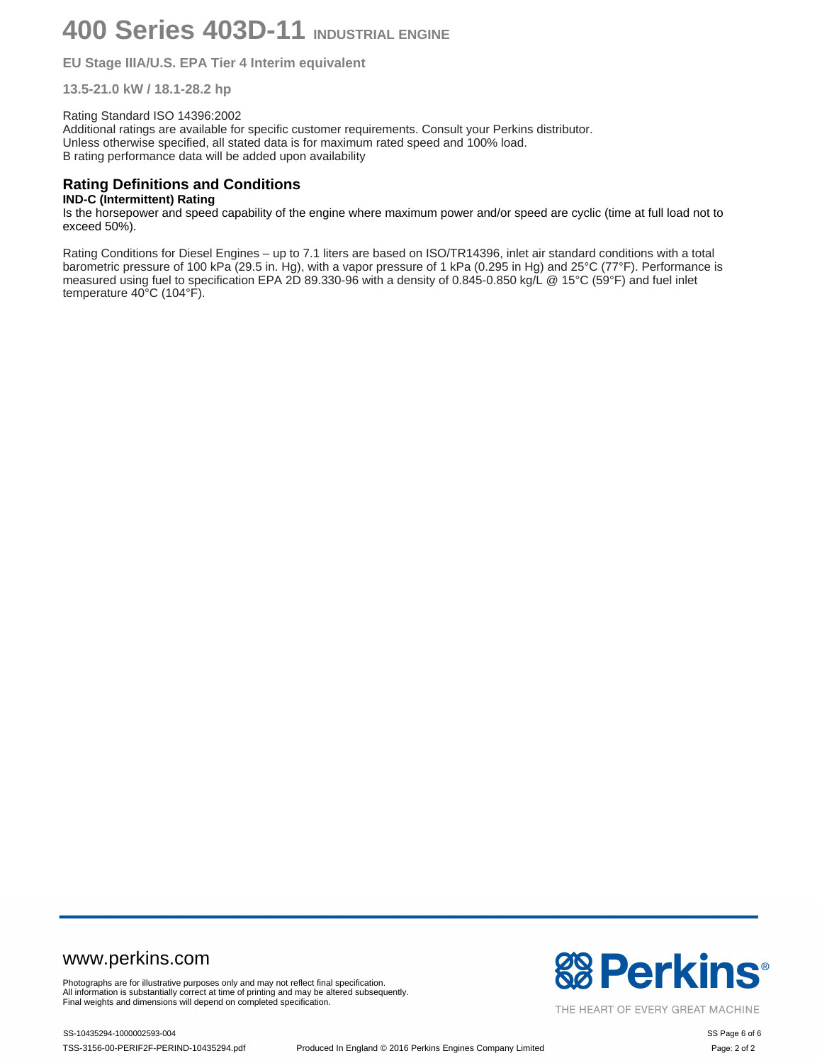# 400 Series 403D-11 INDUSTRIAL ENGINE

**EU Stage IIIA/U.S. EPA Tier 4 Interim equivalent**

**13.5-21.0 kW / 18.1-28.2 hp**

Rating Standard ISO 14396:2002
Additional ratings are available for specific customer requirements. Consult your Perkins distributor.
Unless otherwise specified, all stated data is for maximum rated speed and 100% load.
B rating performance data will be added upon availability

## Rating Definitions and Conditions

**IND-C (Intermittent) Rating**

Is the horsepower and speed capability of the engine where maximum power and/or speed are cyclic (time at full load not to exceed 50%).

Rating Conditions for Diesel Engines – up to 7.1 liters are based on ISO/TR14396, inlet air standard conditions with a total barometric pressure of 100 kPa (29.5 in. Hg), with a vapor pressure of 1 kPa (0.295 in Hg) and 25°C (77°F). Performance is measured using fuel to specification EPA 2D 89.330-96 with a density of 0.845-0.850 kg/L @ 15°C (59°F) and fuel inlet temperature 40°C (104°F).

www.perkins.com

Photographs are for illustrative purposes only and may not reflect final specification.
All information is substantially correct at time of printing and may be altered subsequently.
Final weights and dimensions will depend on completed specification.

Perkins®
THE HEART OF EVERY GREAT MACHINE

SS-10435294-1000002593-004

TSS-3156-00-PERIF2F-PERIND-10435294.pdf

Produced In England © 2016 Perkins Engines Company Limited